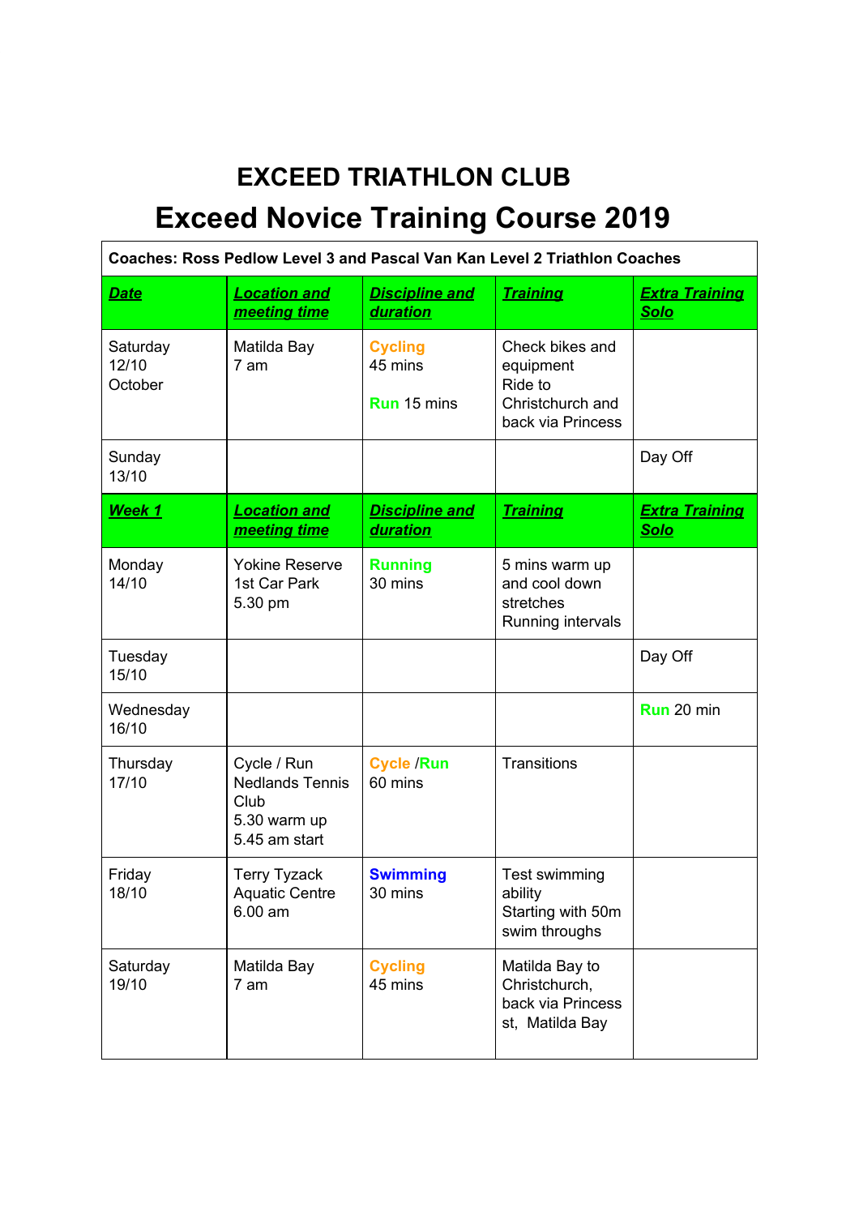# EXCEED TRIATHLON CLUB

## Exceed Novice Training Course 2019

| **Coaches: Ross Pedlow Level 3 and Pascal Van Kan Level 2 Triathlon Coaches** | | | | |
|---|---|---|---|---|
| ***Date*** | ***Location and meeting time*** | ***Discipline and duration*** | ***Training*** | ***Extra Training Solo*** |
| Saturday 12/10 October | Matilda Bay 7 am | **Cycling** 45 mins<br><br>**Run** 15 mins | Check bikes and equipment Ride to Christchurch and back via Princess | |
| Sunday 13/10 | | | | Day Off |
| ***Week 1*** | ***Location and meeting time*** | ***Discipline and duration*** | ***Training*** | ***Extra Training Solo*** |
| Monday 14/10 | Yokine Reserve 1st Car Park 5.30 pm | **Running** 30 mins | 5 mins warm up and cool down stretches Running intervals | |
| Tuesday 15/10 | | | | Day Off |
| Wednesday 16/10 | | | | **Run** 20 min |
| Thursday 17/10 | Cycle / Run Nedlands Tennis Club 5.30 warm up 5.45 am start | **Cycle** /**Run** 60 mins | Transitions | |
| Friday 18/10 | Terry Tyzack Aquatic Centre 6.00 am | **Swimming** 30 mins | Test swimming ability Starting with 50m swim throughs | |
| Saturday 19/10 | Matilda Bay 7 am | **Cycling** 45 mins | Matilda Bay to Christchurch, back via Princess st, Matilda Bay | |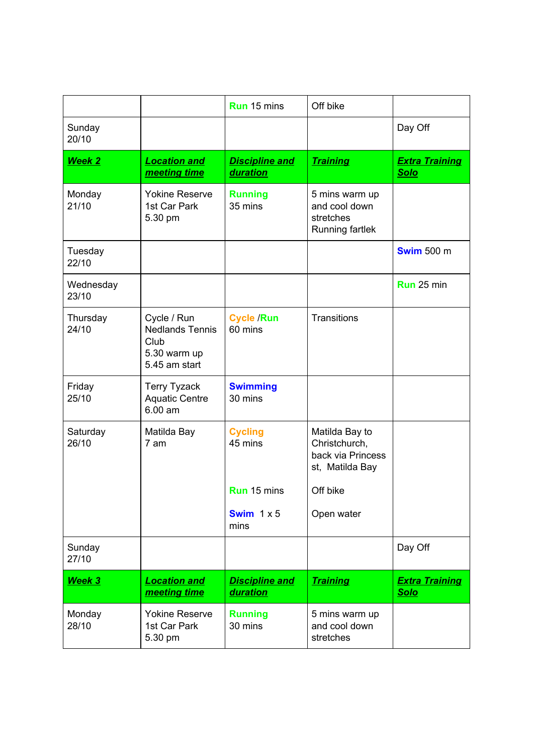| | | Run 15 mins | Off bike | |
|---|---|---|---|---|
| Sunday 20/10 | | | | Day Off |
| ***Week 2*** | ***Location and meeting time*** | ***Discipline and duration*** | ***Training*** | ***Extra Training Solo*** |
| Monday 21/10 | Yokine Reserve 1st Car Park 5.30 pm | **Running** 35 mins | 5 mins warm up and cool down stretches Running fartlek | |
| Tuesday 22/10 | | | | **Swim** 500 m |
| Wednesday 23/10 | | | | **Run** 25 min |
| Thursday 24/10 | Cycle / Run Nedlands Tennis Club 5.30 warm up 5.45 am start | **Cycle** /**Run** 60 mins | Transitions | |
| Friday 25/10 | Terry Tyzack Aquatic Centre 6.00 am | **Swimming** 30 mins | | |
| Saturday 26/10 | Matilda Bay 7 am | **Cycling** 45 mins<br><br>**Run** 15 mins<br><br>**Swim** 1 x 5 mins | Matilda Bay to Christchurch, back via Princess st, Matilda Bay<br><br>Off bike<br><br>Open water | |
| Sunday 27/10 | | | | Day Off |
| ***Week 3*** | ***Location and meeting time*** | ***Discipline and duration*** | ***Training*** | ***Extra Training Solo*** |
| Monday 28/10 | Yokine Reserve 1st Car Park 5.30 pm | **Running** 30 mins | 5 mins warm up and cool down stretches | |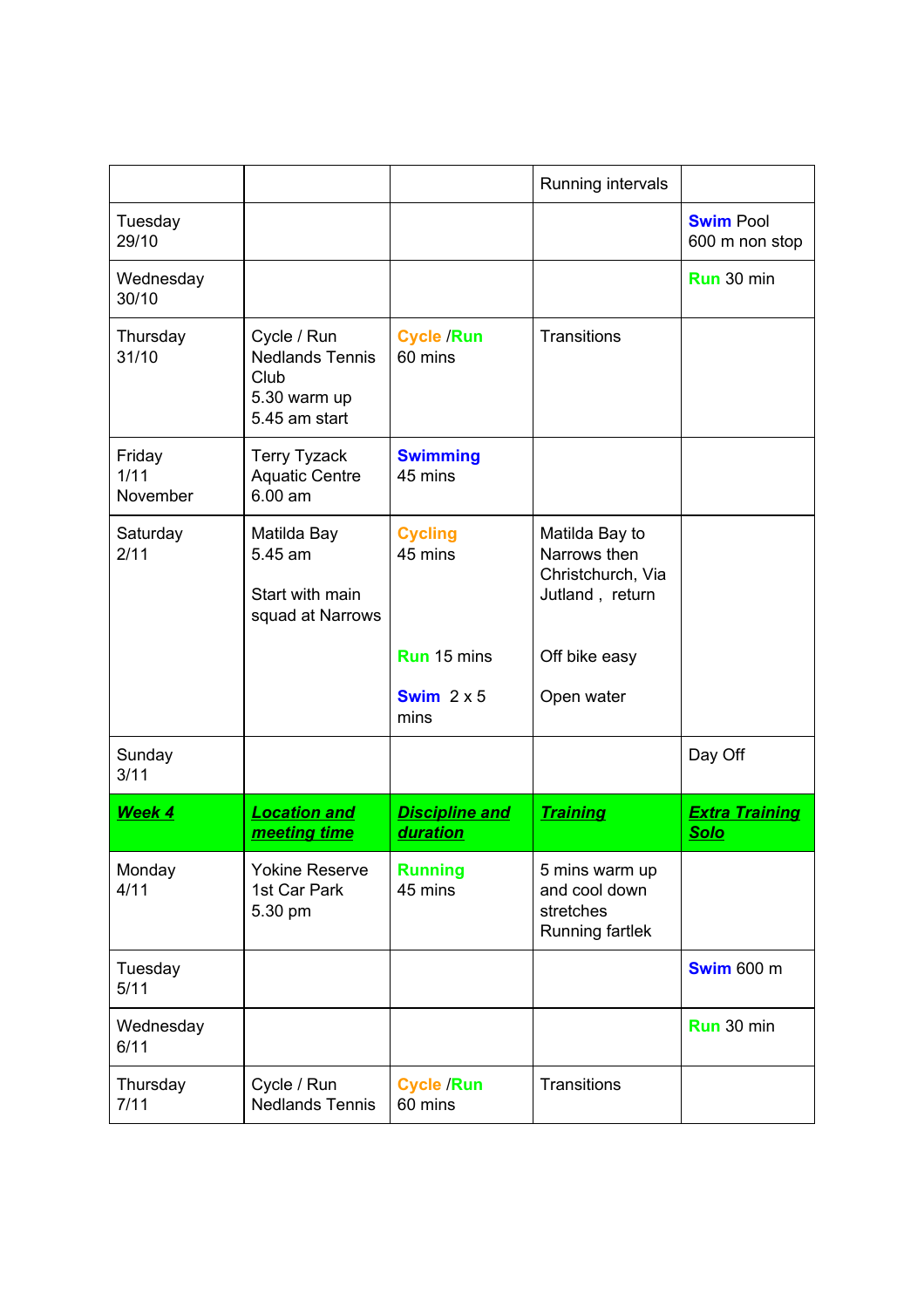| | | | Running intervals | |
|---|---|---|---|---|
| Tuesday 29/10 | | | | **Swim** Pool 600 m non stop |
| Wednesday 30/10 | | | | **Run** 30 min |
| Thursday 31/10 | Cycle / Run Nedlands Tennis Club 5.30 warm up 5.45 am start | **Cycle** /**Run** 60 mins | Transitions | |
| Friday 1/11 November | Terry Tyzack Aquatic Centre 6.00 am | **Swimming** 45 mins | | |
| Saturday 2/11 | Matilda Bay 5.45 am<br><br>Start with main squad at Narrows | **Cycling** 45 mins<br><br>**Run** 15 mins<br><br>**Swim** 2 x 5 mins | Matilda Bay to Narrows then Christchurch, Via Jutland , return<br><br>Off bike easy<br><br>Open water | |
| Sunday 3/11 | | | | Day Off |
| ***Week 4*** | ***Location and meeting time*** | ***Discipline and duration*** | ***Training*** | ***Extra Training Solo*** |
| Monday 4/11 | Yokine Reserve 1st Car Park 5.30 pm | **Running** 45 mins | 5 mins warm up and cool down stretches Running fartlek | |
| Tuesday 5/11 | | | | **Swim** 600 m |
| Wednesday 6/11 | | | | **Run** 30 min |
| Thursday 7/11 | Cycle / Run Nedlands Tennis | **Cycle** /**Run** 60 mins | Transitions | |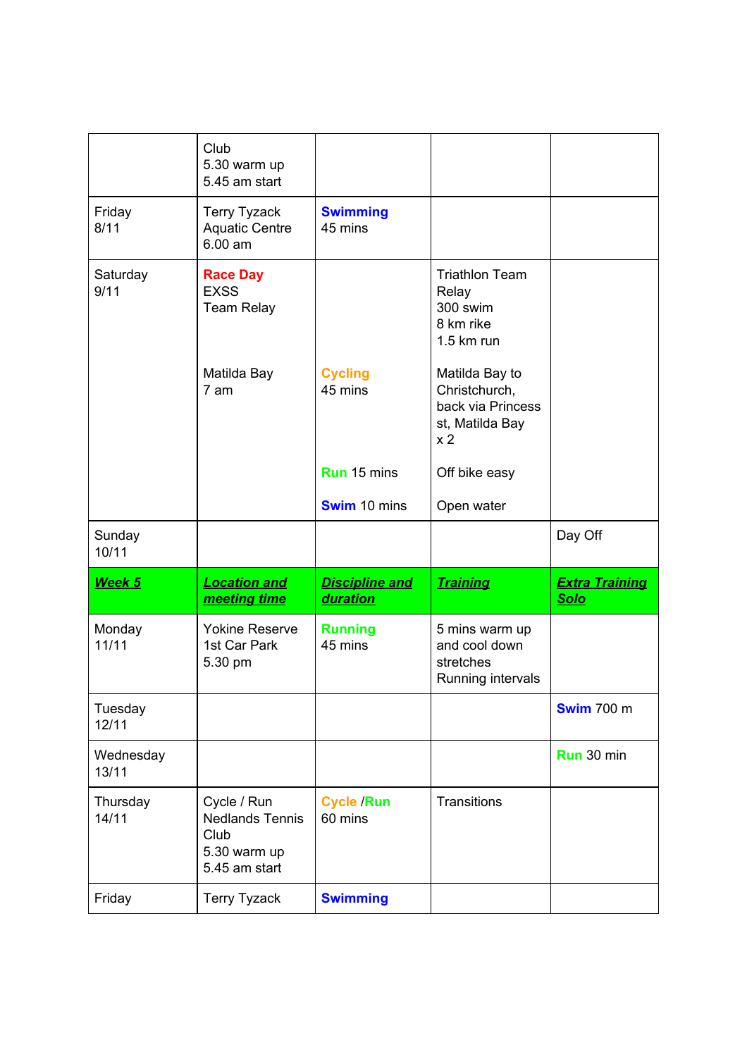| | Club<br>5.30 warm up<br>5.45 am start | | | |
|---|---|---|---|---|
| Friday<br>8/11 | Terry Tyzack Aquatic Centre<br>6.00 am | **Swimming**<br>45 mins | | |
| Saturday<br>9/11 | **Race Day**<br>EXSS<br>Team Relay<br><br>Matilda Bay<br>7 am | <br><br><br><br>**Cycling**<br>45 mins<br><br>**Run** 15 mins<br><br>**Swim** 10 mins | Triathlon Team Relay<br>300 swim<br>8 km rike<br>1.5 km run<br><br>Matilda Bay to Christchurch, back via Princess st, Matilda Bay<br>x 2<br><br>Off bike easy<br><br>Open water | |
| Sunday<br>10/11 | | | | Day Off |
| ***Week 5*** | ***Location and meeting time*** | ***Discipline and duration*** | ***Training*** | ***Extra Training Solo*** |
| Monday<br>11/11 | Yokine Reserve<br>1st Car Park<br>5.30 pm | **Running**<br>45 mins | 5 mins warm up and cool down stretches<br>Running intervals | |
| Tuesday<br>12/11 | | | | **Swim** 700 m |
| Wednesday<br>13/11 | | | | **Run** 30 min |
| Thursday<br>14/11 | Cycle / Run<br>Nedlands Tennis Club<br>5.30 warm up<br>5.45 am start | **Cycle** /**Run**<br>60 mins | Transitions | |
| Friday | Terry Tyzack | **Swimming** | | |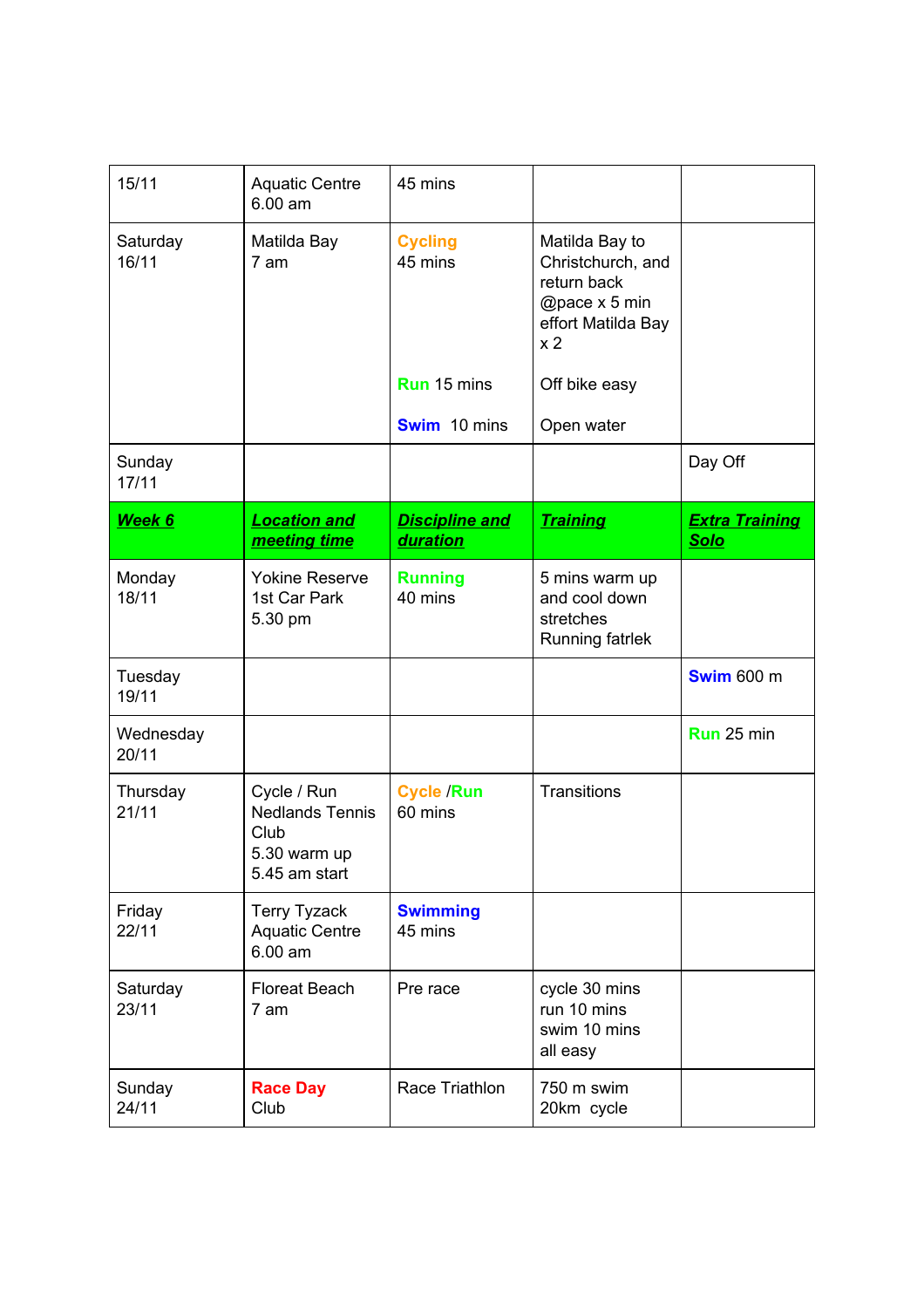| 15/11 | Aquatic Centre<br>6.00 am | 45 mins | | |
|---|---|---|---|---|
| Saturday<br>16/11 | Matilda Bay<br>7 am | Cycling<br>45 mins<br><br>Run 15 mins<br><br>Swim 10 mins | Matilda Bay to Christchurch, and return back @pace x 5 min effort Matilda Bay x 2<br><br>Off bike easy<br><br>Open water | |
| Sunday<br>17/11 | | | | Day Off |
| ***Week 6*** | ***Location and meeting time*** | ***Discipline and duration*** | ***Training*** | ***Extra Training Solo*** |
| Monday<br>18/11 | Yokine Reserve<br>1st Car Park<br>5.30 pm | **Running**<br>40 mins | 5 mins warm up and cool down stretches<br>Running fatrlek | |
| Tuesday<br>19/11 | | | | **Swim** 600 m |
| Wednesday<br>20/11 | | | | **Run** 25 min |
| Thursday<br>21/11 | Cycle / Run<br>Nedlands Tennis Club<br>5.30 warm up<br>5.45 am start | **Cycle** /**Run**<br>60 mins | Transitions | |
| Friday<br>22/11 | Terry Tyzack<br>Aquatic Centre<br>6.00 am | **Swimming**<br>45 mins | | |
| Saturday<br>23/11 | Floreat Beach<br>7 am | Pre race | cycle 30 mins<br>run 10 mins<br>swim 10 mins<br>all easy | |
| Sunday<br>24/11 | **Race Day**<br>Club | Race Triathlon | 750 m swim<br>20km cycle | |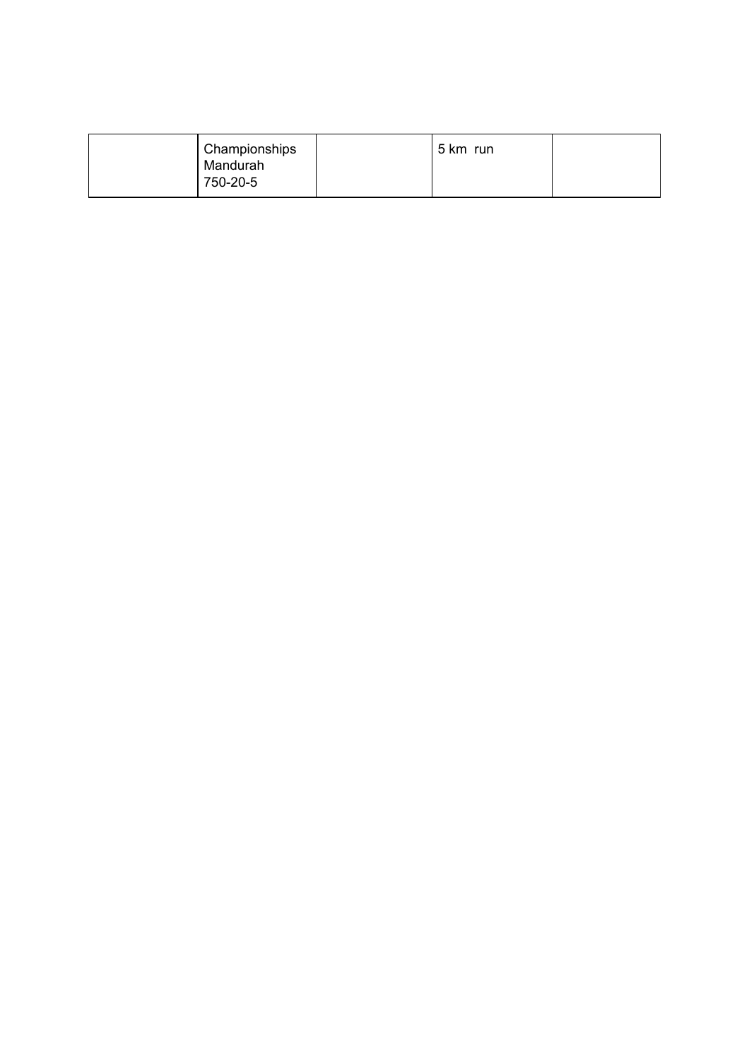| | | | | |
|---|---|---|---|---|
| | Championships Mandurah 750-20-5 | | 5 km run | |